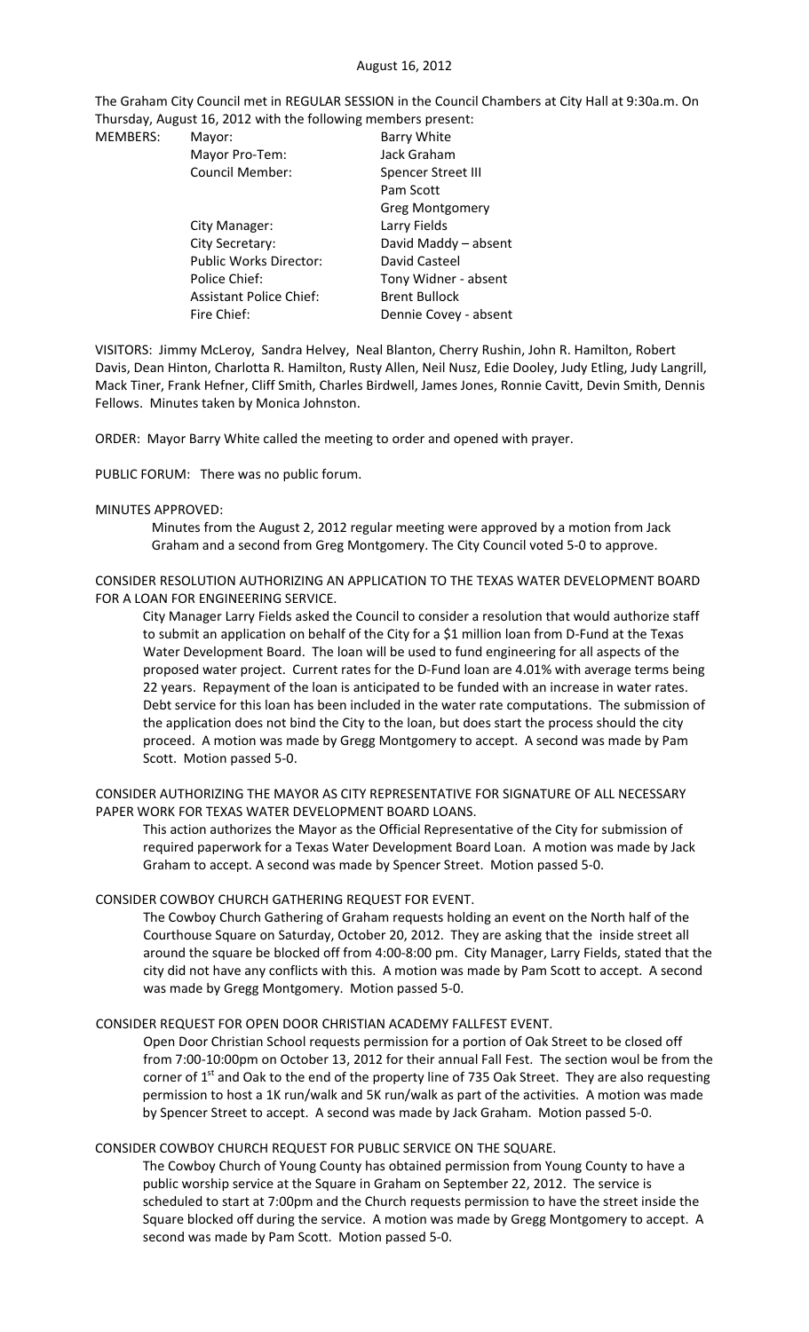August 16, 2012

The Graham City Council met in REGULAR SESSION in the Council Chambers at City Hall at 9:30a.m. On Thursday, August 16, 2012 with the following members present:

| MEMBERS: | Mayor: | Barry White |
|---|---|---|
| | Mayor Pro-Tem: | Jack Graham |
| | Council Member: | Spencer Street III |
| | | Pam Scott |
| | | Greg Montgomery |
| | City Manager: | Larry Fields |
| | City Secretary: | David Maddy – absent |
| | Public Works Director: | David Casteel |
| | Police Chief: | Tony Widner - absent |
| | Assistant Police Chief: | Brent Bullock |
| | Fire Chief: | Dennie Covey - absent |

VISITORS: Jimmy McLeroy, Sandra Helvey, Neal Blanton, Cherry Rushin, John R. Hamilton, Robert Davis, Dean Hinton, Charlotta R. Hamilton, Rusty Allen, Neil Nusz, Edie Dooley, Judy Etling, Judy Langrill, Mack Tiner, Frank Hefner, Cliff Smith, Charles Birdwell, James Jones, Ronnie Cavitt, Devin Smith, Dennis Fellows. Minutes taken by Monica Johnston.

ORDER: Mayor Barry White called the meeting to order and opened with prayer.

PUBLIC FORUM: There was no public forum.

MINUTES APPROVED:

Minutes from the August 2, 2012 regular meeting were approved by a motion from Jack Graham and a second from Greg Montgomery. The City Council voted 5-0 to approve.

CONSIDER RESOLUTION AUTHORIZING AN APPLICATION TO THE TEXAS WATER DEVELOPMENT BOARD FOR A LOAN FOR ENGINEERING SERVICE.

City Manager Larry Fields asked the Council to consider a resolution that would authorize staff to submit an application on behalf of the City for a $1 million loan from D-Fund at the Texas Water Development Board. The loan will be used to fund engineering for all aspects of the proposed water project. Current rates for the D-Fund loan are 4.01% with average terms being 22 years. Repayment of the loan is anticipated to be funded with an increase in water rates. Debt service for this loan has been included in the water rate computations. The submission of the application does not bind the City to the loan, but does start the process should the city proceed. A motion was made by Gregg Montgomery to accept. A second was made by Pam Scott. Motion passed 5-0.

CONSIDER AUTHORIZING THE MAYOR AS CITY REPRESENTATIVE FOR SIGNATURE OF ALL NECESSARY PAPER WORK FOR TEXAS WATER DEVELOPMENT BOARD LOANS.

This action authorizes the Mayor as the Official Representative of the City for submission of required paperwork for a Texas Water Development Board Loan. A motion was made by Jack Graham to accept. A second was made by Spencer Street. Motion passed 5-0.

CONSIDER COWBOY CHURCH GATHERING REQUEST FOR EVENT.

The Cowboy Church Gathering of Graham requests holding an event on the North half of the Courthouse Square on Saturday, October 20, 2012. They are asking that the inside street all around the square be blocked off from 4:00-8:00 pm. City Manager, Larry Fields, stated that the city did not have any conflicts with this. A motion was made by Pam Scott to accept. A second was made by Gregg Montgomery. Motion passed 5-0.

CONSIDER REQUEST FOR OPEN DOOR CHRISTIAN ACADEMY FALLFEST EVENT.

Open Door Christian School requests permission for a portion of Oak Street to be closed off from 7:00-10:00pm on October 13, 2012 for their annual Fall Fest. The section woul be from the corner of 1st and Oak to the end of the property line of 735 Oak Street. They are also requesting permission to host a 1K run/walk and 5K run/walk as part of the activities. A motion was made by Spencer Street to accept. A second was made by Jack Graham. Motion passed 5-0.

CONSIDER COWBOY CHURCH REQUEST FOR PUBLIC SERVICE ON THE SQUARE.

The Cowboy Church of Young County has obtained permission from Young County to have a public worship service at the Square in Graham on September 22, 2012. The service is scheduled to start at 7:00pm and the Church requests permission to have the street inside the Square blocked off during the service. A motion was made by Gregg Montgomery to accept. A second was made by Pam Scott. Motion passed 5-0.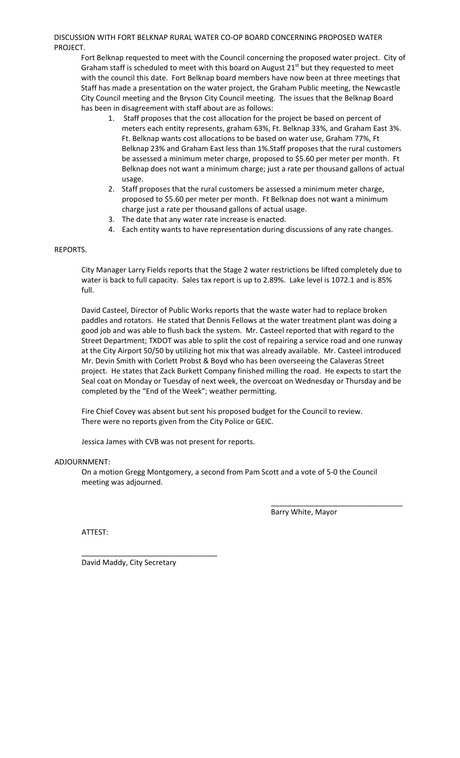DISCUSSION WITH FORT BELKNAP RURAL WATER CO-OP BOARD CONCERNING PROPOSED WATER PROJECT.

Fort Belknap requested to meet with the Council concerning the proposed water project. City of Graham staff is scheduled to meet with this board on August 21st but they requested to meet with the council this date. Fort Belknap board members have now been at three meetings that Staff has made a presentation on the water project, the Graham Public meeting, the Newcastle City Council meeting and the Bryson City Council meeting. The issues that the Belknap Board has been in disagreement with staff about are as follows:

1. Staff proposes that the cost allocation for the project be based on percent of meters each entity represents, graham 63%, Ft. Belknap 33%, and Graham East 3%. Ft. Belknap wants cost allocations to be based on water use, Graham 77%, Ft Belknap 23% and Graham East less than 1%.Staff proposes that the rural customers be assessed a minimum meter charge, proposed to $5.60 per meter per month. Ft Belknap does not want a minimum charge; just a rate per thousand gallons of actual usage.
2. Staff proposes that the rural customers be assessed a minimum meter charge, proposed to $5.60 per meter per month. Ft Belknap does not want a minimum charge just a rate per thousand gallons of actual usage.
3. The date that any water rate increase is enacted.
4. Each entity wants to have representation during discussions of any rate changes.

REPORTS.

City Manager Larry Fields reports that the Stage 2 water restrictions be lifted completely due to water is back to full capacity. Sales tax report is up to 2.89%. Lake level is 1072.1 and is 85% full.

David Casteel, Director of Public Works reports that the waste water had to replace broken paddles and rotators. He stated that Dennis Fellows at the water treatment plant was doing a good job and was able to flush back the system. Mr. Casteel reported that with regard to the Street Department; TXDOT was able to split the cost of repairing a service road and one runway at the City Airport 50/50 by utilizing hot mix that was already available. Mr. Casteel introduced Mr. Devin Smith with Corlett Probst & Boyd who has been overseeing the Calaveras Street project. He states that Zack Burkett Company finished milling the road. He expects to start the Seal coat on Monday or Tuesday of next week, the overcoat on Wednesday or Thursday and be completed by the "End of the Week"; weather permitting.

Fire Chief Covey was absent but sent his proposed budget for the Council to review.
There were no reports given from the City Police or GEIC.

Jessica James with CVB was not present for reports.

ADJOURNMENT:

On a motion Gregg Montgomery, a second from Pam Scott and a vote of 5-0 the Council meeting was adjourned.

\_\_\_\_\_\_\_\_\_\_\_\_\_\_\_\_\_\_\_\_\_\_\_\_\_\_\_\_\_\_\_\_
Barry White, Mayor

ATTEST:

\_\_\_\_\_\_\_\_\_\_\_\_\_\_\_\_\_\_\_\_\_\_\_\_\_\_\_\_\_\_\_\_
David Maddy, City Secretary